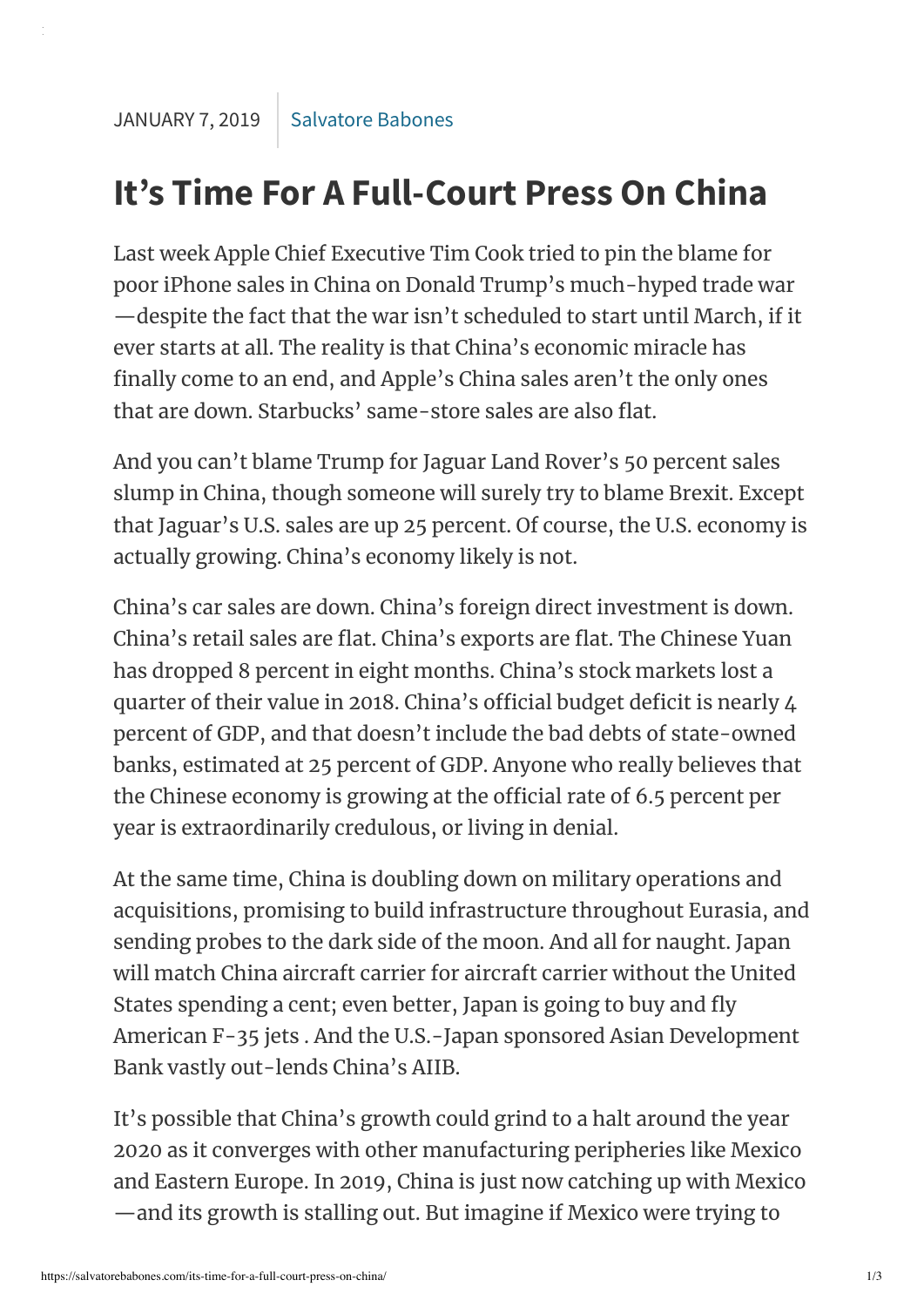JANUARY 7, 2019 | Salvatore Babones

# It's Time For A Full-Court Press On China

Last week Apple Chief Executive Tim Cook tried to pin the blame for poor iPhone sales in China on Donald Trump's much-hyped trade war—despite the fact that the war isn't scheduled to start until March, if it ever starts at all. The reality is that China's economic miracle has finally come to an end, and Apple's China sales aren't the only ones that are down. Starbucks' same-store sales are also flat.

And you can't blame Trump for Jaguar Land Rover's 50 percent sales slump in China, though someone will surely try to blame Brexit. Except that Jaguar's U.S. sales are up 25 percent. Of course, the U.S. economy is actually growing. China's economy likely is not.

China's car sales are down. China's foreign direct investment is down. China's retail sales are flat. China's exports are flat. The Chinese Yuan has dropped 8 percent in eight months. China's stock markets lost a quarter of their value in 2018. China's official budget deficit is nearly 4 percent of GDP, and that doesn't include the bad debts of state-owned banks, estimated at 25 percent of GDP. Anyone who really believes that the Chinese economy is growing at the official rate of 6.5 percent per year is extraordinarily credulous, or living in denial.

At the same time, China is doubling down on military operations and acquisitions, promising to build infrastructure throughout Eurasia, and sending probes to the dark side of the moon. And all for naught. Japan will match China aircraft carrier for aircraft carrier without the United States spending a cent; even better, Japan is going to buy and fly American F-35 jets . And the U.S.-Japan sponsored Asian Development Bank vastly out-lends China's AIIB.

It's possible that China's growth could grind to a halt around the year 2020 as it converges with other manufacturing peripheries like Mexico and Eastern Europe. In 2019, China is just now catching up with Mexico—and its growth is stalling out. But imagine if Mexico were trying to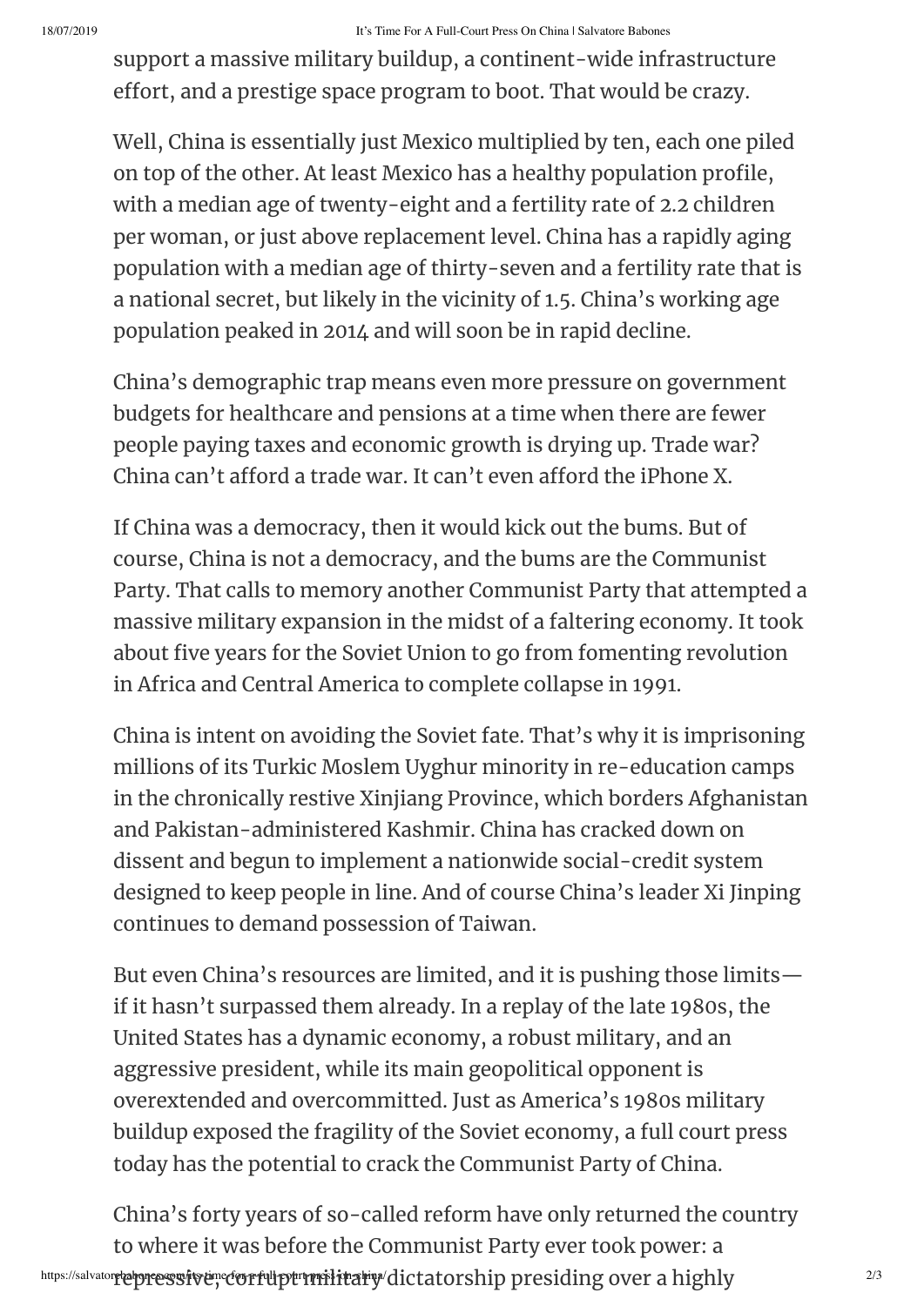support a massive military buildup, a continent-wide infrastructure effort, and a prestige space program to boot. That would be crazy.

Well, China is essentially just Mexico multiplied by ten, each one piled on top of the other. At least Mexico has a healthy population profile, with a median age of twenty-eight and a fertility rate of 2.2 children per woman, or just above replacement level. China has a rapidly aging population with a median age of thirty-seven and a fertility rate that is a national secret, but likely in the vicinity of 1.5. China's working age population peaked in 2014 and will soon be in rapid decline.

China's demographic trap means even more pressure on government budgets for healthcare and pensions at a time when there are fewer people paying taxes and economic growth is drying up. Trade war? China can't afford a trade war. It can't even afford the iPhone X.

If China was a democracy, then it would kick out the bums. But of course, China is not a democracy, and the bums are the Communist Party. That calls to memory another Communist Party that attempted a massive military expansion in the midst of a faltering economy. It took about five years for the Soviet Union to go from fomenting revolution in Africa and Central America to complete collapse in 1991.

China is intent on avoiding the Soviet fate. That's why it is imprisoning millions of its Turkic Moslem Uyghur minority in re-education camps in the chronically restive Xinjiang Province, which borders Afghanistan and Pakistan-administered Kashmir. China has cracked down on dissent and begun to implement a nationwide social-credit system designed to keep people in line. And of course China's leader Xi Jinping continues to demand possession of Taiwan.

But even China's resources are limited, and it is pushing those limits—if it hasn't surpassed them already. In a replay of the late 1980s, the United States has a dynamic economy, a robust military, and an aggressive president, while its main geopolitical opponent is overextended and overcommitted. Just as America's 1980s military buildup exposed the fragility of the Soviet economy, a full court press today has the potential to crack the Communist Party of China.

China's forty years of so-called reform have only returned the country to where it was before the Communist Party ever took power: a repressive, corrupt military dictatorship presiding over a highly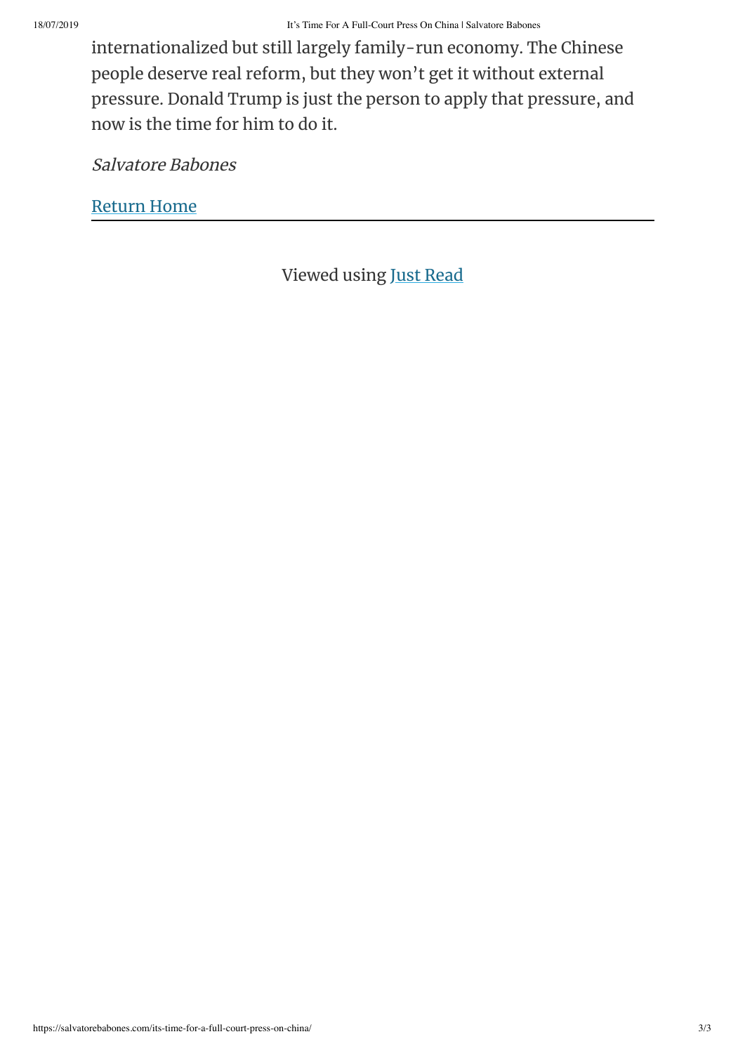internationalized but still largely family-run economy. The Chinese people deserve real reform, but they won't get it without external pressure. Donald Trump is just the person to apply that pressure, and now is the time for him to do it.

*Salvatore Babones*

Return Home

---

Viewed using Just Read